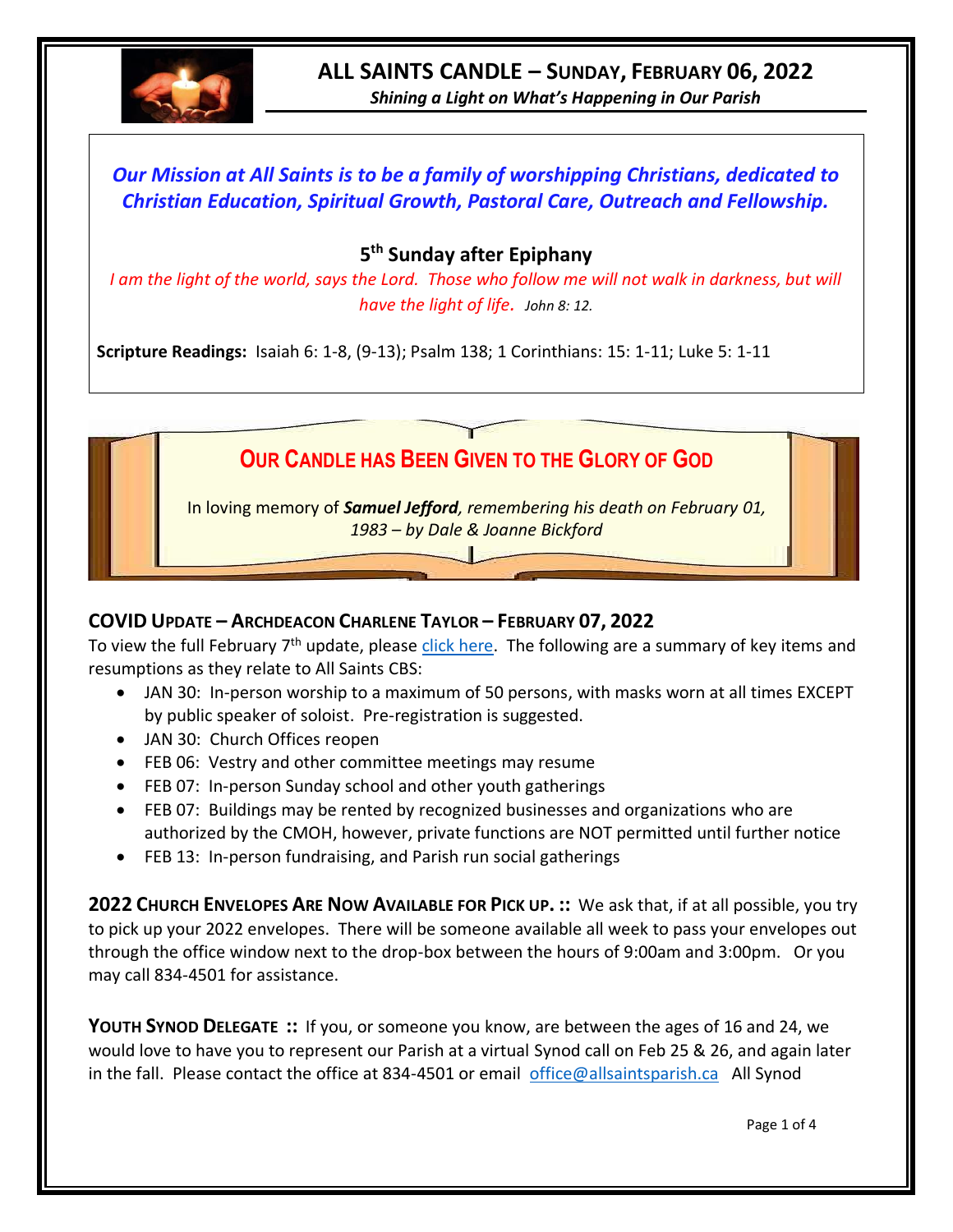# ALL SAINTS CANDLE – SUNDAY, FEBRUARY 06, 2022

*Shining a Light on What's Happening in Our Parish*

***Our Mission at All Saints is to be a family of worshipping Christians, dedicated to Christian Education, Spiritual Growth, Pastoral Care, Outreach and Fellowship.***

## 5th Sunday after Epiphany

*I am the light of the world, says the Lord. Those who follow me will not walk in darkness, but will have the light of life. John 8: 12.*

**Scripture Readings:** Isaiah 6: 1-8, (9-13); Psalm 138; 1 Corinthians: 15: 1-11; Luke 5: 1-11

## OUR CANDLE HAS BEEN GIVEN TO THE GLORY OF GOD

In loving memory of ***Samuel Jefford****, remembering his death on February 01, 1983 – by Dale & Joanne Bickford*

### COVID UPDATE – ARCHDEACON CHARLENE TAYLOR – FEBRUARY 07, 2022

To view the full February 7th update, please click here. The following are a summary of key items and resumptions as they relate to All Saints CBS:

- JAN 30: In-person worship to a maximum of 50 persons, with masks worn at all times EXCEPT by public speaker of soloist. Pre-registration is suggested.
- JAN 30: Church Offices reopen
- FEB 06: Vestry and other committee meetings may resume
- FEB 07: In-person Sunday school and other youth gatherings
- FEB 07: Buildings may be rented by recognized businesses and organizations who are authorized by the CMOH, however, private functions are NOT permitted until further notice
- FEB 13: In-person fundraising, and Parish run social gatherings

**2022 CHURCH ENVELOPES ARE NOW AVAILABLE FOR PICK UP. ::** We ask that, if at all possible, you try to pick up your 2022 envelopes. There will be someone available all week to pass your envelopes out through the office window next to the drop-box between the hours of 9:00am and 3:00pm. Or you may call 834-4501 for assistance.

**YOUTH SYNOD DELEGATE ::** If you, or someone you know, are between the ages of 16 and 24, we would love to have you to represent our Parish at a virtual Synod call on Feb 25 & 26, and again later in the fall. Please contact the office at 834-4501 or email office@allsaintsparish.ca All Synod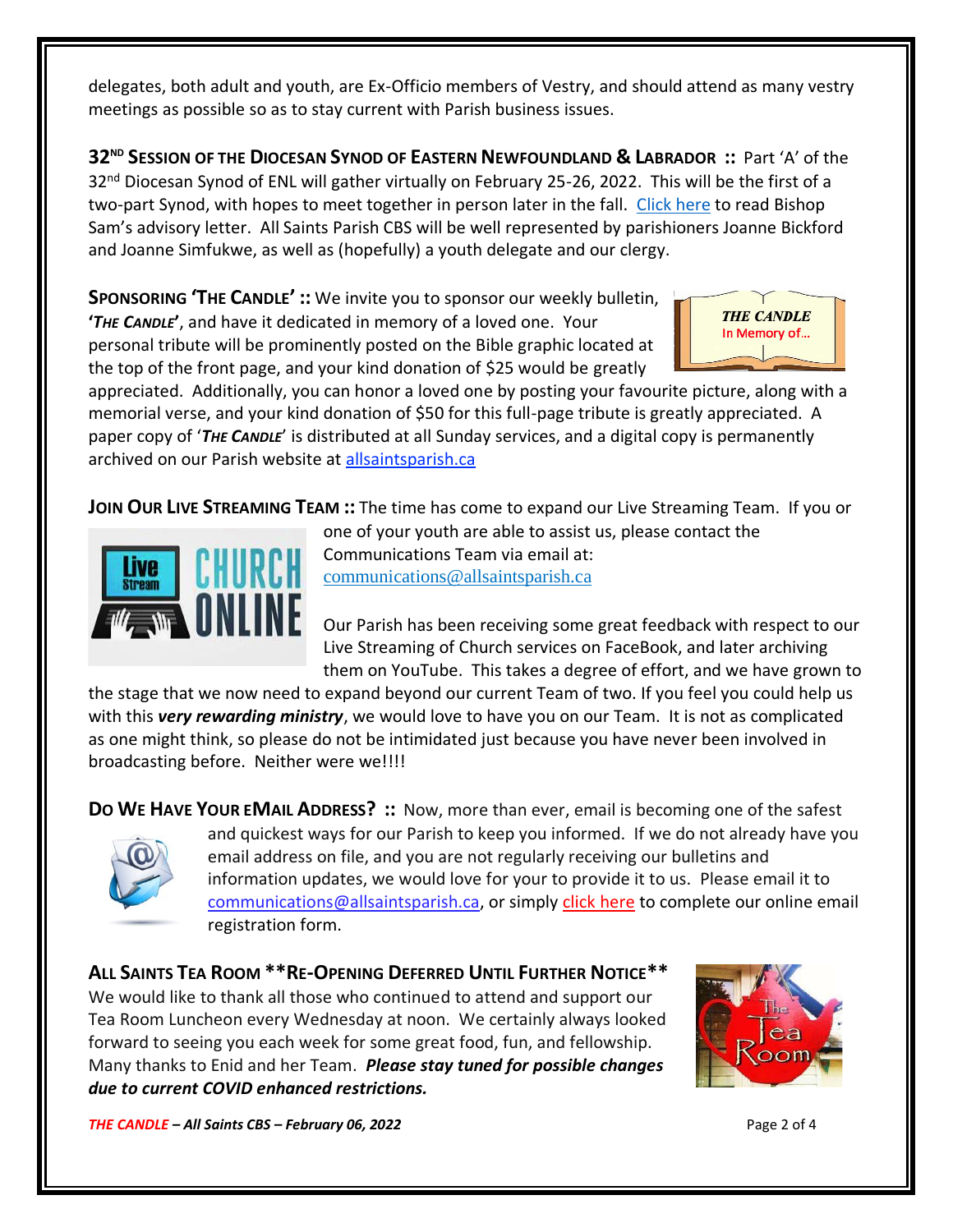delegates, both adult and youth, are Ex-Officio members of Vestry, and should attend as many vestry meetings as possible so as to stay current with Parish business issues.

**32ND SESSION OF THE DIOCESAN SYNOD OF EASTERN NEWFOUNDLAND & LABRADOR ::** Part 'A' of the 32nd Diocesan Synod of ENL will gather virtually on February 25-26, 2022. This will be the first of a two-part Synod, with hopes to meet together in person later in the fall. Click here to read Bishop Sam's advisory letter. All Saints Parish CBS will be well represented by parishioners Joanne Bickford and Joanne Simfukwe, as well as (hopefully) a youth delegate and our clergy.

**SPONSORING 'THE CANDLE' ::** We invite you to sponsor our weekly bulletin, '***THE CANDLE***', and have it dedicated in memory of a loved one. Your personal tribute will be prominently posted on the Bible graphic located at the top of the front page, and your kind donation of $25 would be greatly appreciated. Additionally, you can honor a loved one by posting your favourite picture, along with a memorial verse, and your kind donation of $50 for this full-page tribute is greatly appreciated. A paper copy of '***THE CANDLE***' is distributed at all Sunday services, and a digital copy is permanently archived on our Parish website at allsaintsparish.ca

**JOIN OUR LIVE STREAMING TEAM ::** The time has come to expand our Live Streaming Team. If you or one of your youth are able to assist us, please contact the Communications Team via email at: communications@allsaintsparish.ca

Our Parish has been receiving some great feedback with respect to our Live Streaming of Church services on FaceBook, and later archiving them on YouTube. This takes a degree of effort, and we have grown to the stage that we now need to expand beyond our current Team of two. If you feel you could help us with this ***very rewarding ministry***, we would love to have you on our Team. It is not as complicated as one might think, so please do not be intimidated just because you have never been involved in broadcasting before. Neither were we!!!!

**DO WE HAVE YOUR EMAIL ADDRESS? ::** Now, more than ever, email is becoming one of the safest and quickest ways for our Parish to keep you informed. If we do not already have you email address on file, and you are not regularly receiving our bulletins and information updates, we would love for your to provide it to us. Please email it to communications@allsaintsparish.ca, or simply click here to complete our online email registration form.

**ALL SAINTS TEA ROOM \*\*RE-OPENING DEFERRED UNTIL FURTHER NOTICE\*\***

We would like to thank all those who continued to attend and support our Tea Room Luncheon every Wednesday at noon. We certainly always looked forward to seeing you each week for some great food, fun, and fellowship. Many thanks to Enid and her Team. ***Please stay tuned for possible changes due to current COVID enhanced restrictions.***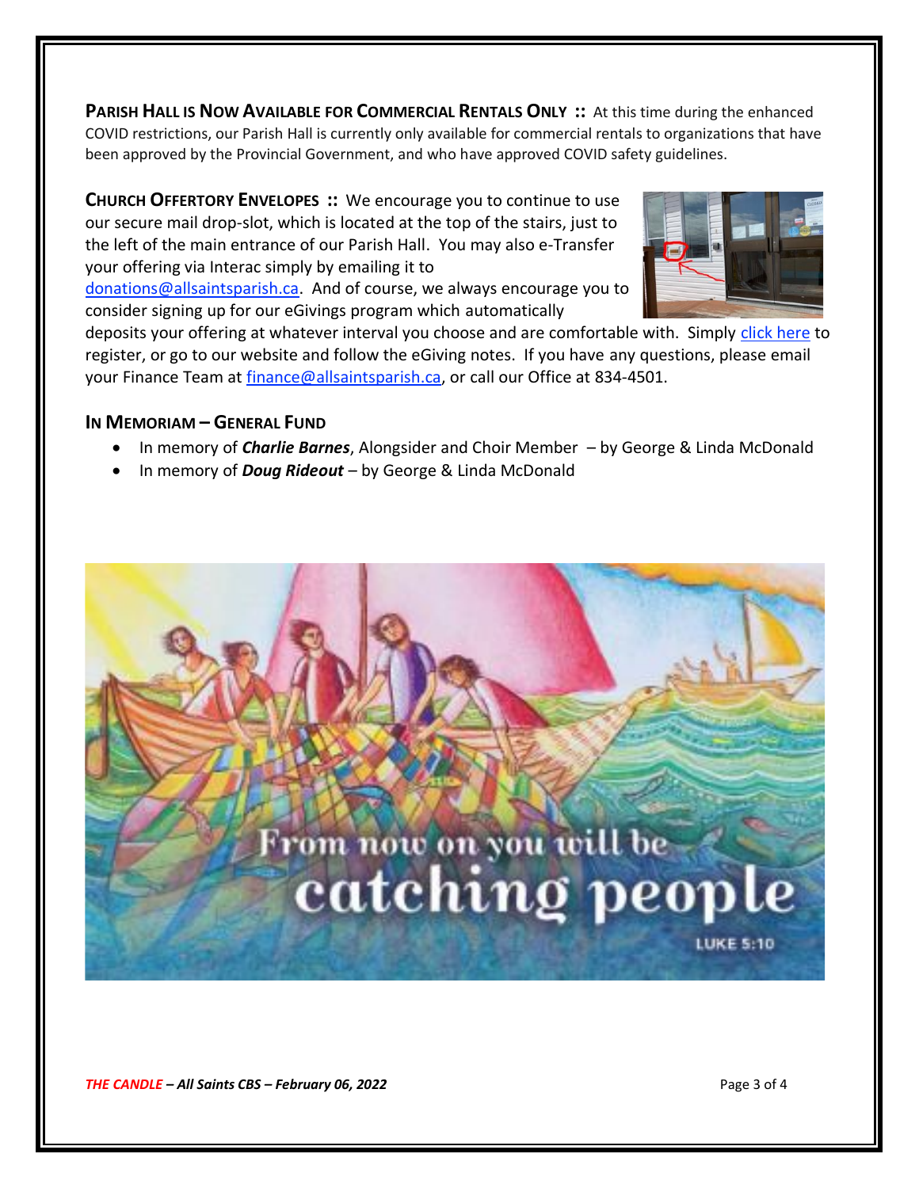**PARISH HALL IS NOW AVAILABLE FOR COMMERCIAL RENTALS ONLY ::** At this time during the enhanced COVID restrictions, our Parish Hall is currently only available for commercial rentals to organizations that have been approved by the Provincial Government, and who have approved COVID safety guidelines.

**CHURCH OFFERTORY ENVELOPES ::** We encourage you to continue to use our secure mail drop-slot, which is located at the top of the stairs, just to the left of the main entrance of our Parish Hall. You may also e-Transfer your offering via Interac simply by emailing it to donations@allsaintsparish.ca. And of course, we always encourage you to consider signing up for our eGivings program which automatically deposits your offering at whatever interval you choose and are comfortable with. Simply click here to register, or go to our website and follow the eGiving notes. If you have any questions, please email your Finance Team at finance@allsaintsparish.ca, or call our Office at 834-4501.

**IN MEMORIAM – GENERAL FUND**

- In memory of ***Charlie Barnes***, Alongsider and Choir Member – by George & Linda McDonald
- In memory of ***Doug Rideout*** – by George & Linda McDonald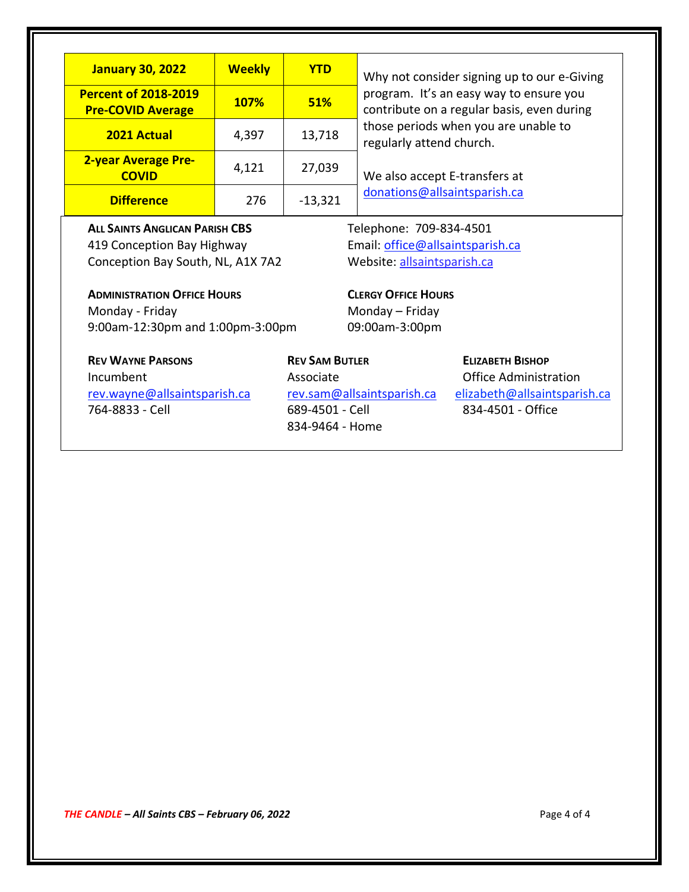| January 30, 2022 | Weekly | YTD |
|---|---|---|
| Percent of 2018-2019 Pre-COVID Average | 107% | 51% |
| 2021 Actual | 4,397 | 13,718 |
| 2-year Average Pre-COVID | 4,121 | 27,039 |
| Difference | 276 | -13,321 |

Why not consider signing up to our e-Giving program. It's an easy way to ensure you contribute on a regular basis, even during those periods when you are unable to regularly attend church.

We also accept E-transfers at donations@allsaintsparish.ca

**ALL SAINTS ANGLICAN PARISH CBS**
419 Conception Bay Highway
Conception Bay South, NL, A1X 7A2

Telephone: 709-834-4501
Email: office@allsaintsparish.ca
Website: allsaintsparish.ca

**ADMINISTRATION OFFICE HOURS**
Monday - Friday
9:00am-12:30pm and 1:00pm-3:00pm

**CLERGY OFFICE HOURS**
Monday – Friday
09:00am-3:00pm

**REV WAYNE PARSONS**
Incumbent
rev.wayne@allsaintsparish.ca
764-8833 - Cell

**REV SAM BUTLER**
Associate
rev.sam@allsaintsparish.ca
689-4501 - Cell
834-9464 - Home

**ELIZABETH BISHOP**
Office Administration
elizabeth@allsaintsparish.ca
834-4501 - Office